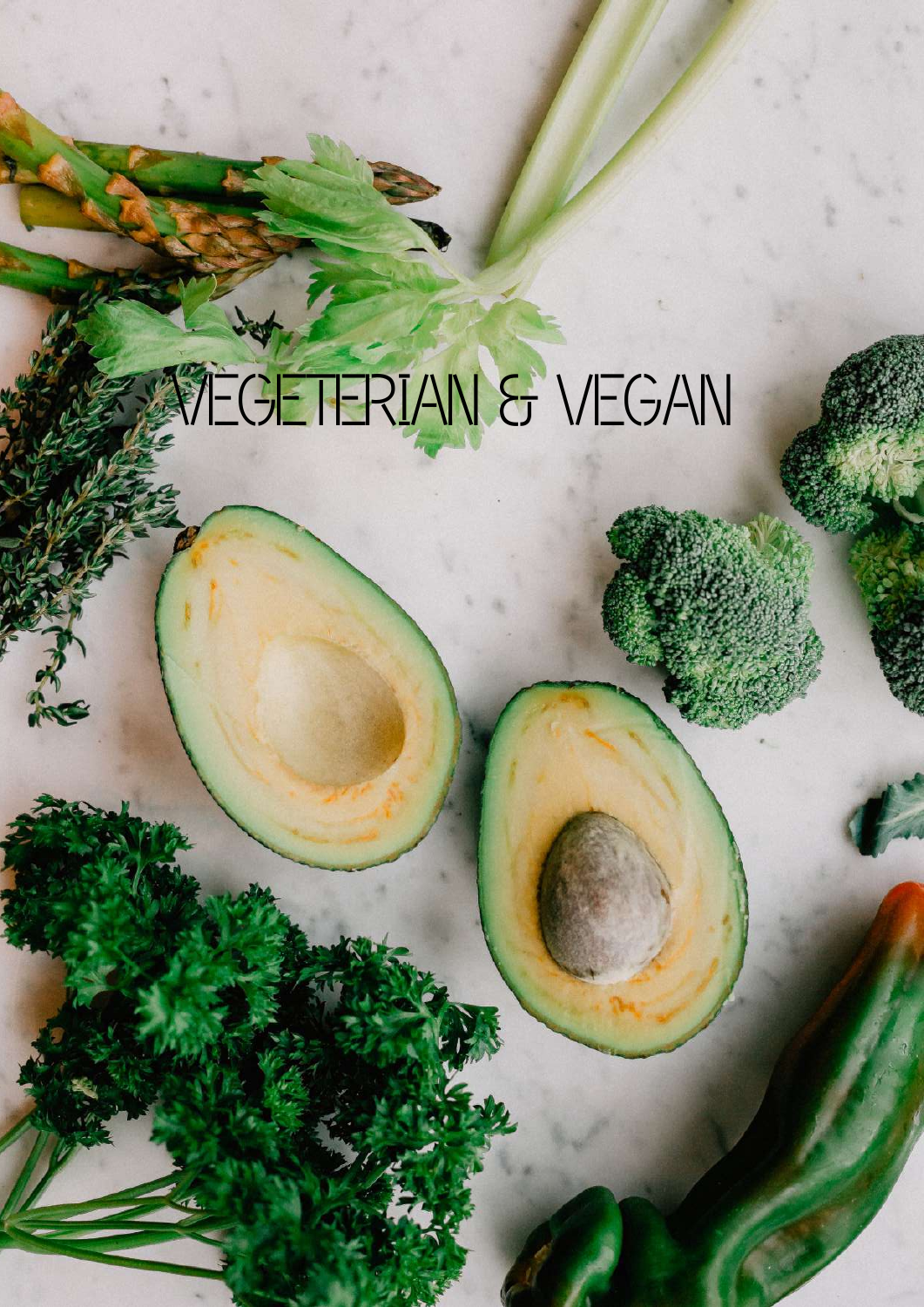# VEGETERIAN & VEGAN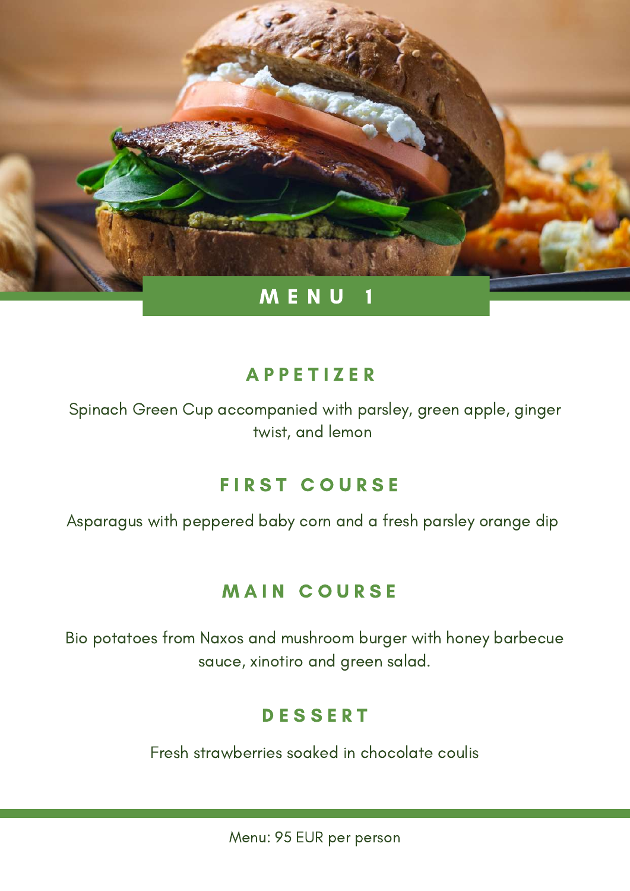# MENU 1

## APPETIZER

Spinach Green Cup accompanied with parsley, green apple, ginger twist, and lemon

## FIRST COURSE

Asparagus with peppered baby corn and a fresh parsley orange dip

## MAIN COURSE

Bio potatoes from Naxos and mushroom burger with honey barbecue sauce, xinotiro and green salad.

## DESSERT

Fresh strawberries soaked in chocolate coulis

Menu: 95 EUR per person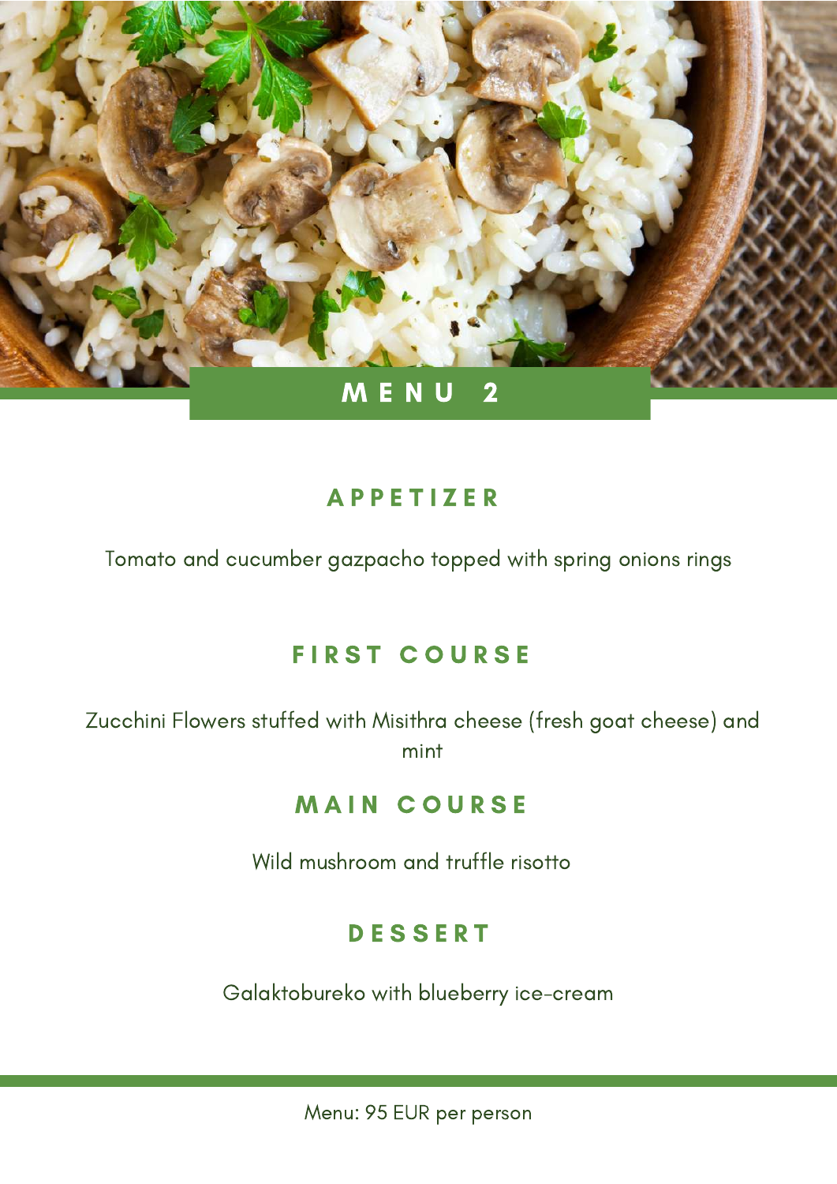# MENU 2

## APPETIZER

Tomato and cucumber gazpacho topped with spring onions rings

## FIRST COURSE

Zucchini Flowers stuffed with Misithra cheese (fresh goat cheese) and mint

## MAIN COURSE

Wild mushroom and truffle risotto

## DESSERT

Galaktobureko with blueberry ice-cream

Menu: 95 EUR per person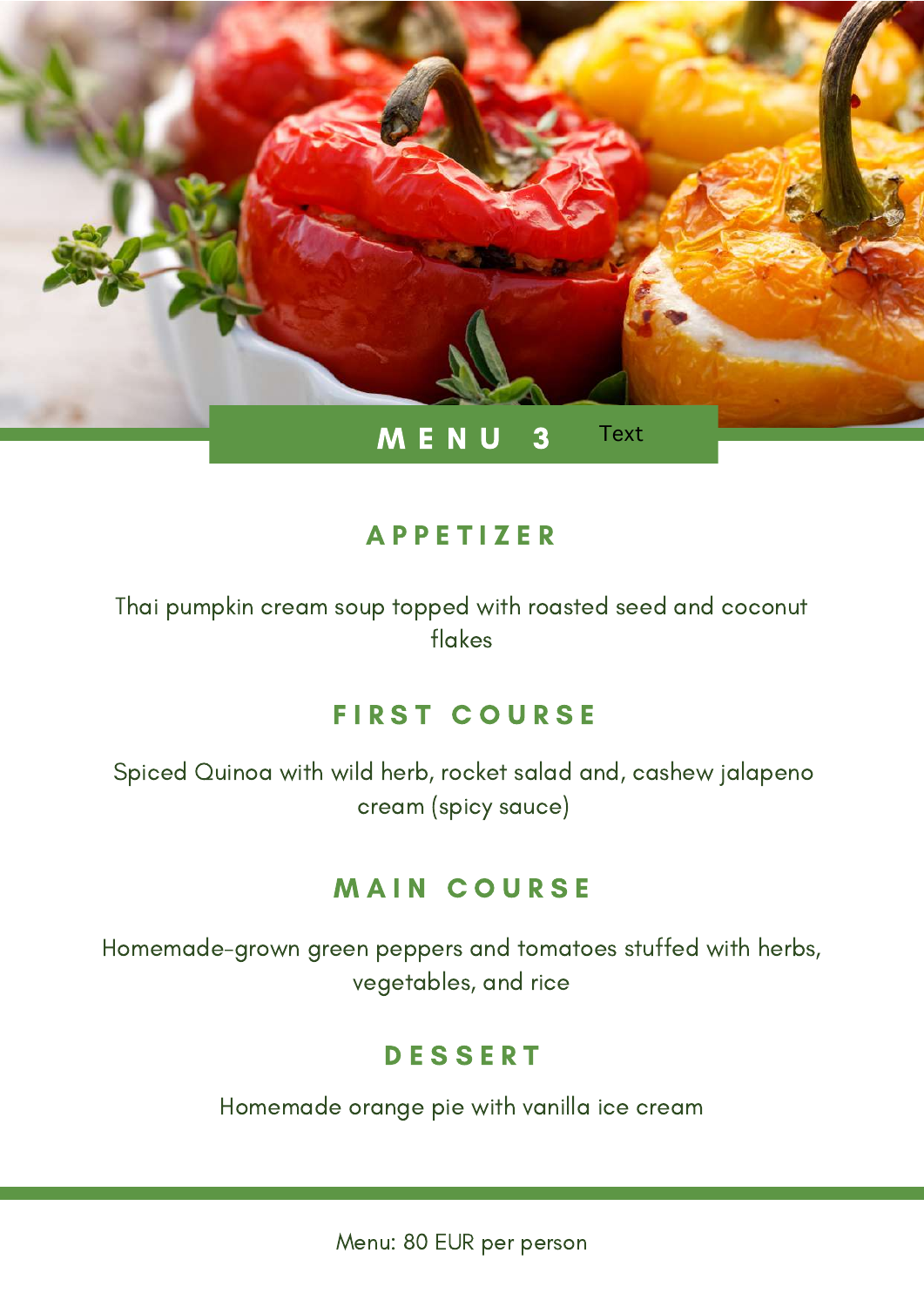# MENU 3 Text

## APPETIZER

Thai pumpkin cream soup topped with roasted seed and coconut flakes

## FIRST COURSE

Spiced Quinoa with wild herb, rocket salad and, cashew jalapeno cream (spicy sauce)

## MAIN COURSE

Homemade-grown green peppers and tomatoes stuffed with herbs, vegetables, and rice

## DESSERT

Homemade orange pie with vanilla ice cream

Menu: 80 EUR per person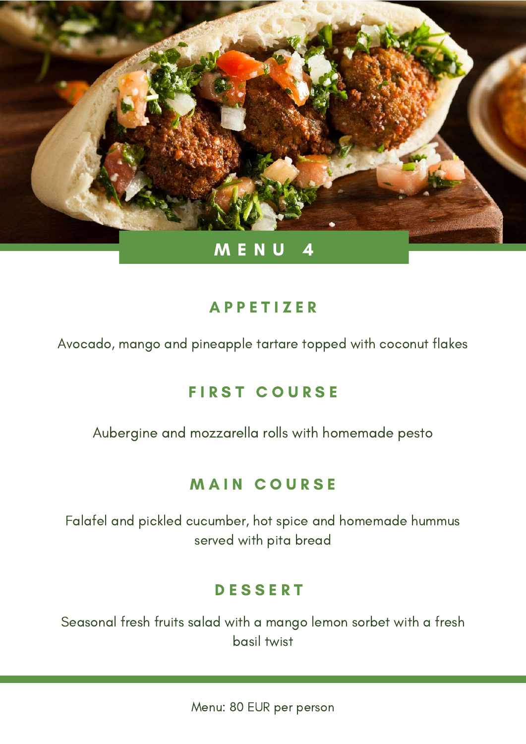# MENU 4

## APPETIZER

Avocado, mango and pineapple tartare topped with coconut flakes

## FIRST COURSE

Aubergine and mozzarella rolls with homemade pesto

## MAIN COURSE

Falafel and pickled cucumber, hot spice and homemade hummus served with pita bread

## DESSERT

Seasonal fresh fruits salad with a mango lemon sorbet with a fresh basil twist

Menu: 80 EUR per person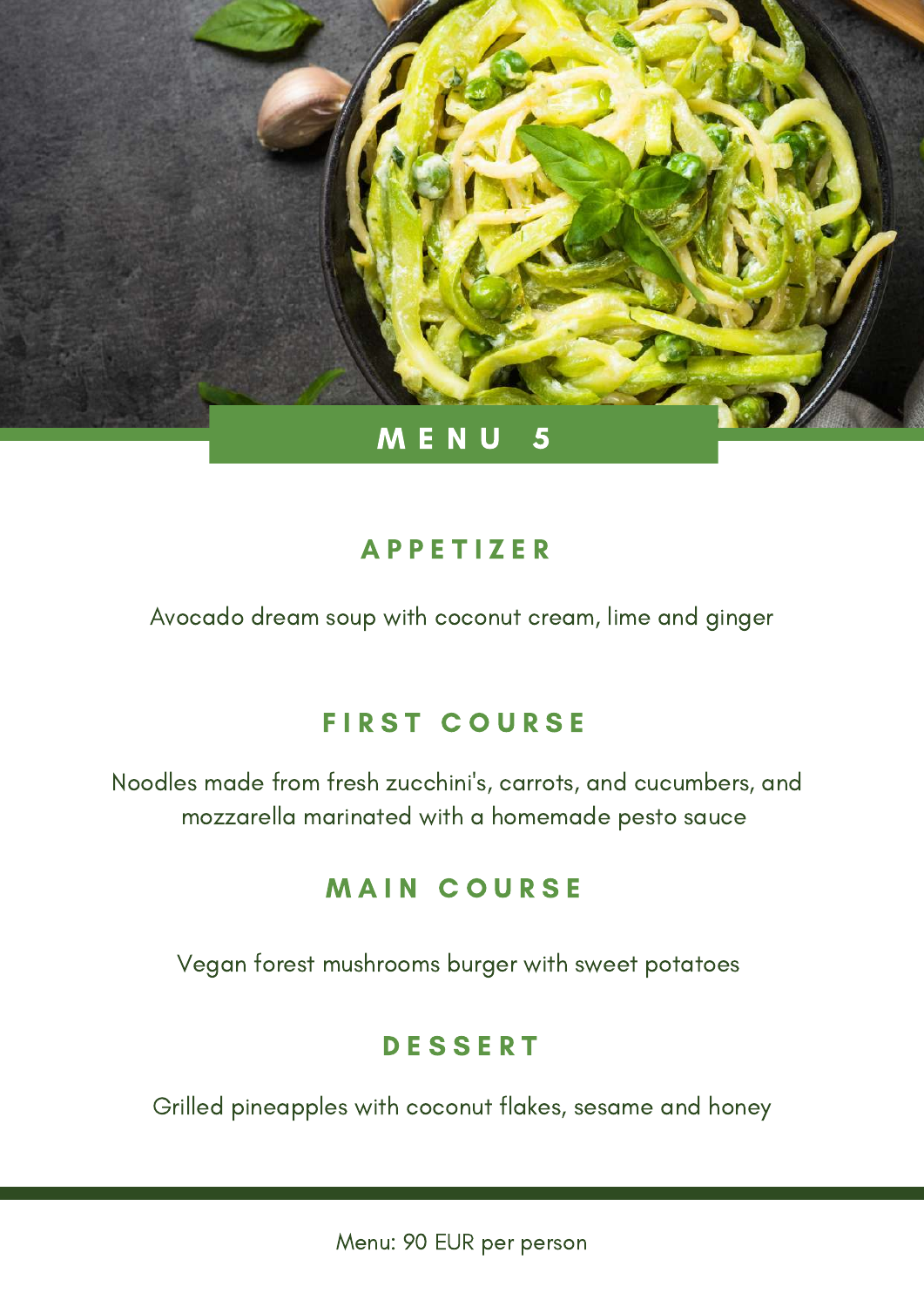# MENU 5

## APPETIZER

Avocado dream soup with coconut cream, lime and ginger

## FIRST COURSE

Noodles made from fresh zucchini's, carrots, and cucumbers, and mozzarella marinated with a homemade pesto sauce

## MAIN COURSE

Vegan forest mushrooms burger with sweet potatoes

## DESSERT

Grilled pineapples with coconut flakes, sesame and honey

Menu: 90 EUR per person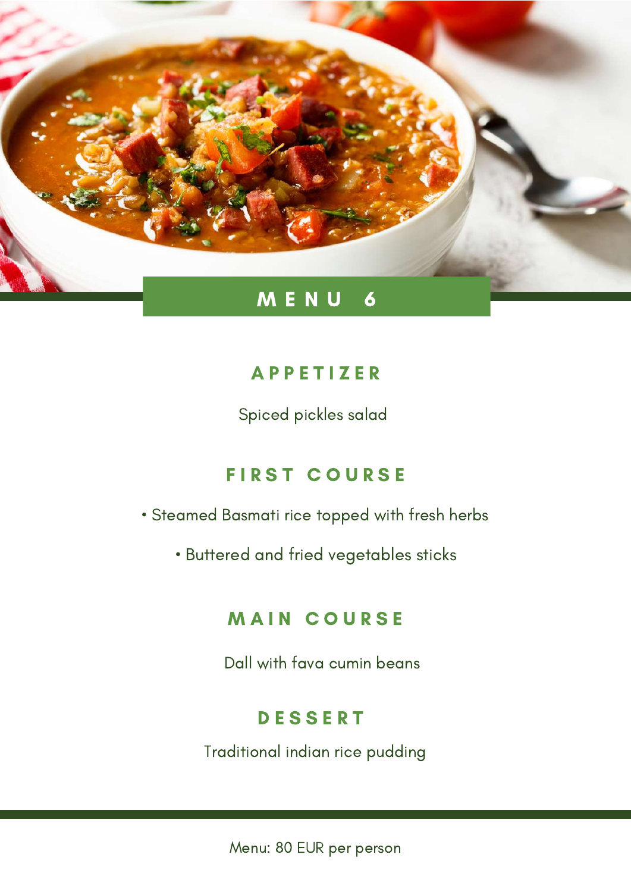# MENU 6

## APPETIZER

Spiced pickles salad

## FIRST COURSE

• Steamed Basmati rice topped with fresh herbs

• Buttered and fried vegetables sticks

## MAIN COURSE

Dall with fava cumin beans

## DESSERT

Traditional indian rice pudding

Menu: 80 EUR per person